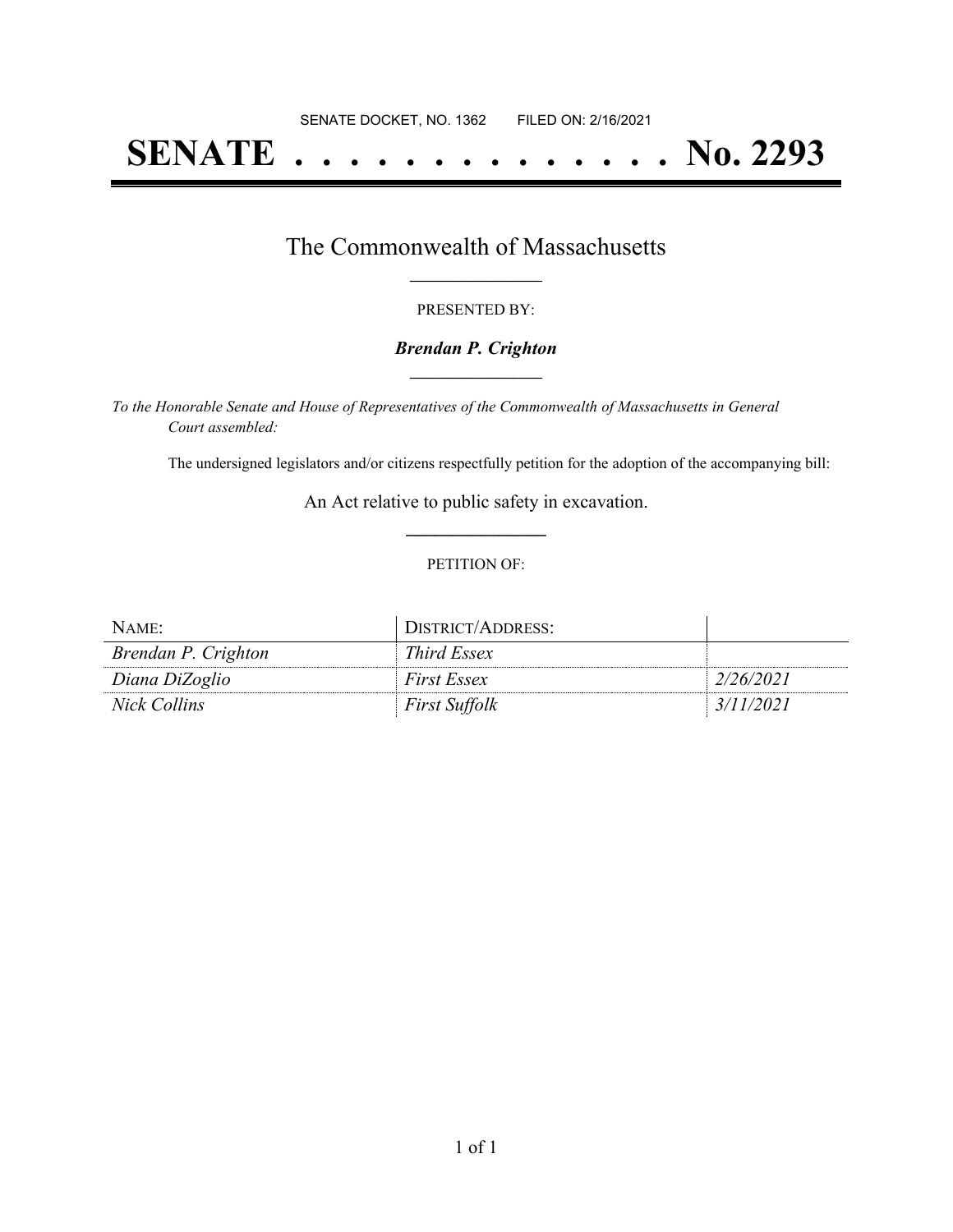SENATE DOCKET, NO. 1362 FILED ON: 2/16/2021

# SENATE . . . . . . . . . . . . . . No. 2293

## The Commonwealth of Massachusetts

PRESENTED BY:

***Brendan P. Crighton***

*To the Honorable Senate and House of Representatives of the Commonwealth of Massachusetts in General Court assembled:*

The undersigned legislators and/or citizens respectfully petition for the adoption of the accompanying bill:

An Act relative to public safety in excavation.

PETITION OF:

| NAME: | DISTRICT/ADDRESS: | |
|---|---|---|
| *Brendan P. Crighton* | *Third Essex* | |
| *Diana DiZoglio* | *First Essex* | *2/26/2021* |
| *Nick Collins* | *First Suffolk* | *3/11/2021* |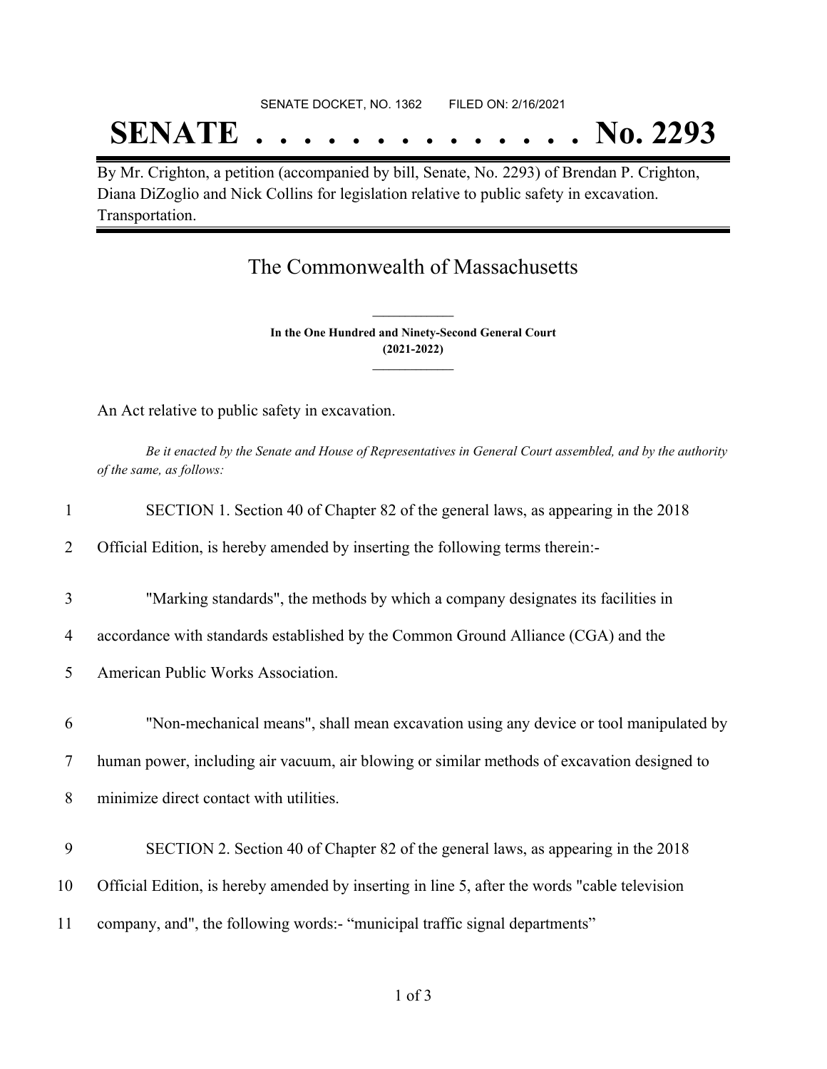SENATE DOCKET, NO. 1362        FILED ON: 2/16/2021

# SENATE . . . . . . . . . . . . . . No. 2293

By Mr. Crighton, a petition (accompanied by bill, Senate, No. 2293) of Brendan P. Crighton, Diana DiZoglio and Nick Collins for legislation relative to public safety in excavation. Transportation.

## The Commonwealth of Massachusetts

**In the One Hundred and Ninety-Second General Court**
**(2021-2022)**

An Act relative to public safety in excavation.

*Be it enacted by the Senate and House of Representatives in General Court assembled, and by the authority of the same, as follows:*

1 SECTION 1. Section 40 of Chapter 82 of the general laws, as appearing in the 2018
2 Official Edition, is hereby amended by inserting the following terms therein:-

3 "Marking standards", the methods by which a company designates its facilities in
4 accordance with standards established by the Common Ground Alliance (CGA) and the
5 American Public Works Association.

6 "Non-mechanical means", shall mean excavation using any device or tool manipulated by
7 human power, including air vacuum, air blowing or similar methods of excavation designed to
8 minimize direct contact with utilities.

9 SECTION 2. Section 40 of Chapter 82 of the general laws, as appearing in the 2018
10 Official Edition, is hereby amended by inserting in line 5, after the words "cable television
11 company, and", the following words:- "municipal traffic signal departments"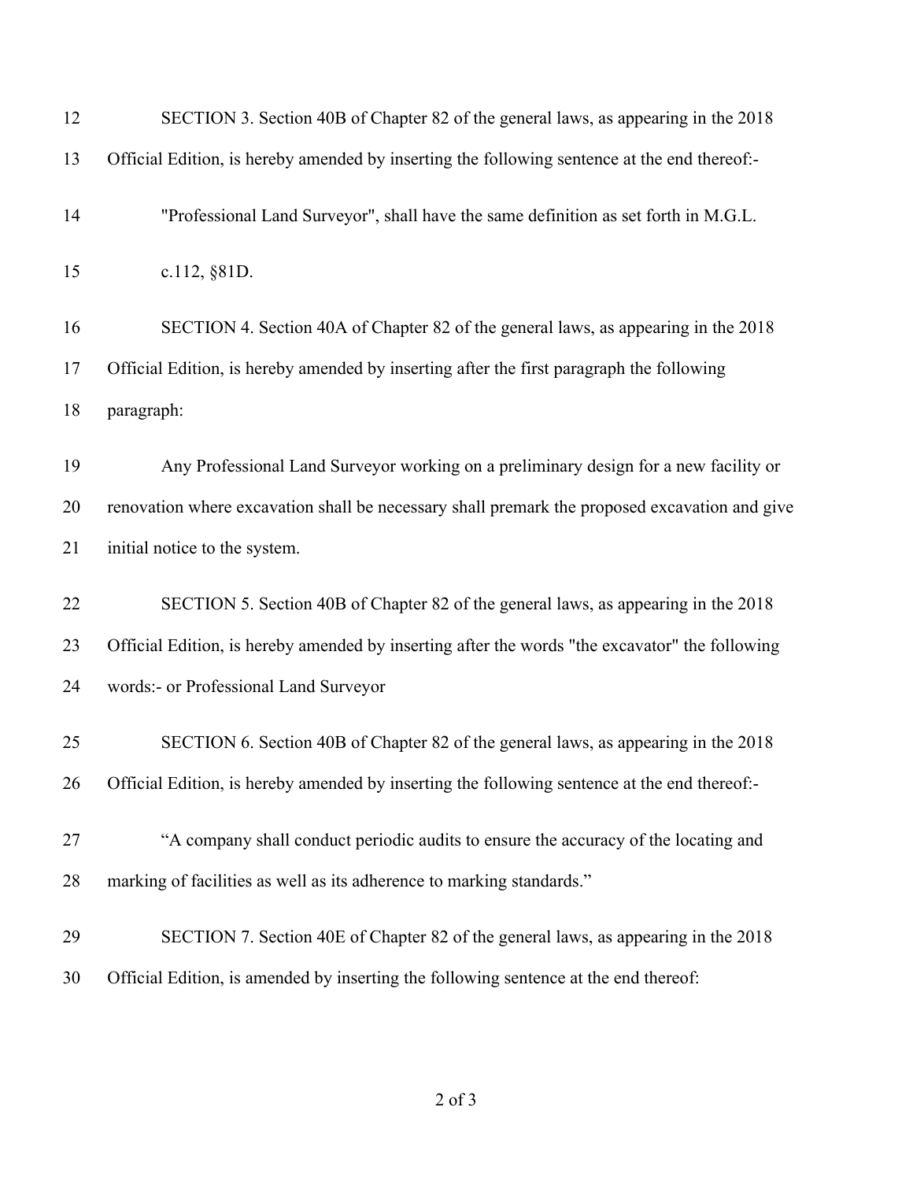SECTION 3. Section 40B of Chapter 82 of the general laws, as appearing in the 2018 Official Edition, is hereby amended by inserting the following sentence at the end thereof:-

"Professional Land Surveyor", shall have the same definition as set forth in M.G.L. c.112, §81D.

SECTION 4. Section 40A of Chapter 82 of the general laws, as appearing in the 2018 Official Edition, is hereby amended by inserting after the first paragraph the following paragraph:

Any Professional Land Surveyor working on a preliminary design for a new facility or renovation where excavation shall be necessary shall premark the proposed excavation and give initial notice to the system.

SECTION 5. Section 40B of Chapter 82 of the general laws, as appearing in the 2018 Official Edition, is hereby amended by inserting after the words "the excavator" the following words:- or Professional Land Surveyor

SECTION 6. Section 40B of Chapter 82 of the general laws, as appearing in the 2018 Official Edition, is hereby amended by inserting the following sentence at the end thereof:-

"A company shall conduct periodic audits to ensure the accuracy of the locating and marking of facilities as well as its adherence to marking standards."

SECTION 7. Section 40E of Chapter 82 of the general laws, as appearing in the 2018 Official Edition, is amended by inserting the following sentence at the end thereof: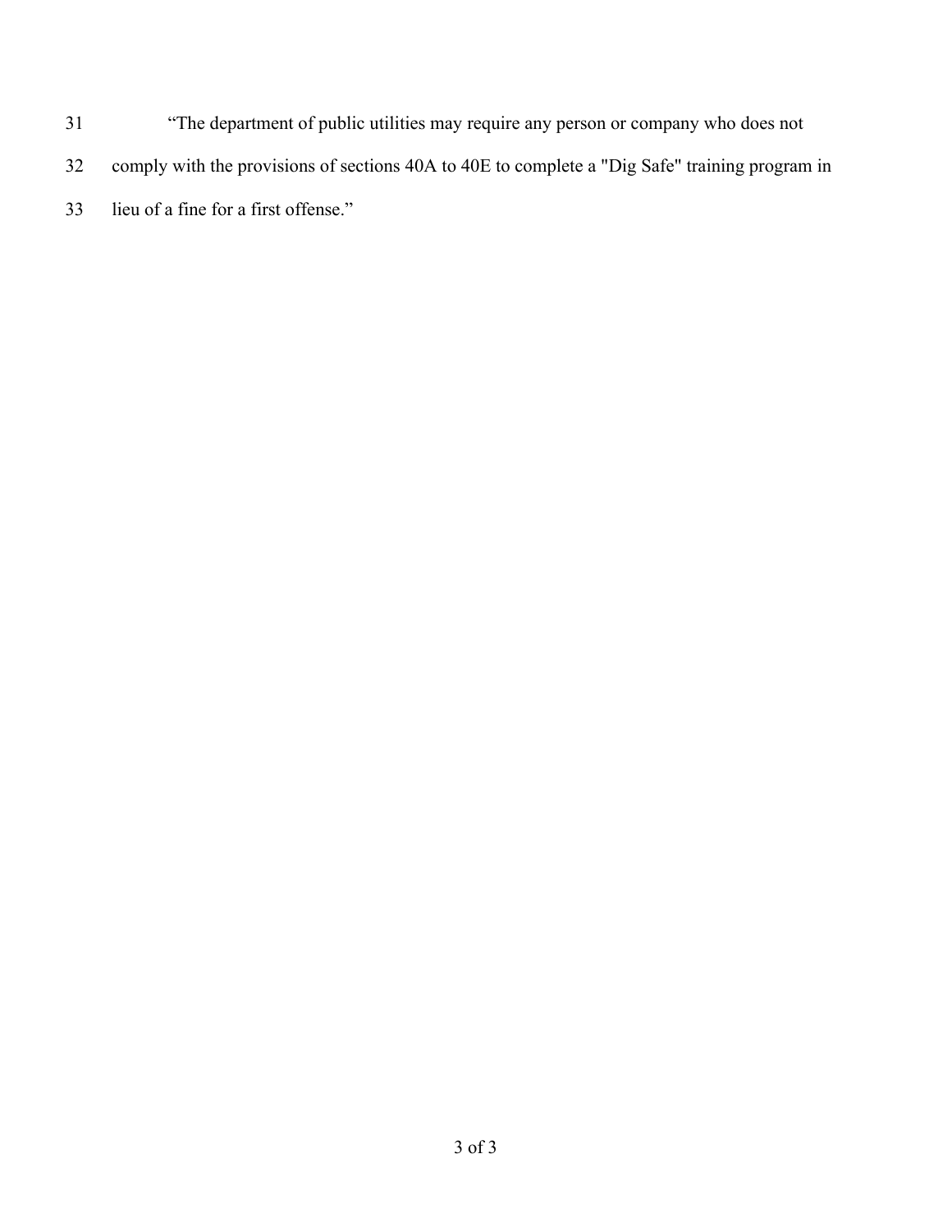“The department of public utilities may require any person or company who does not comply with the provisions of sections 40A to 40E to complete a "Dig Safe" training program in lieu of a fine for a first offense.”